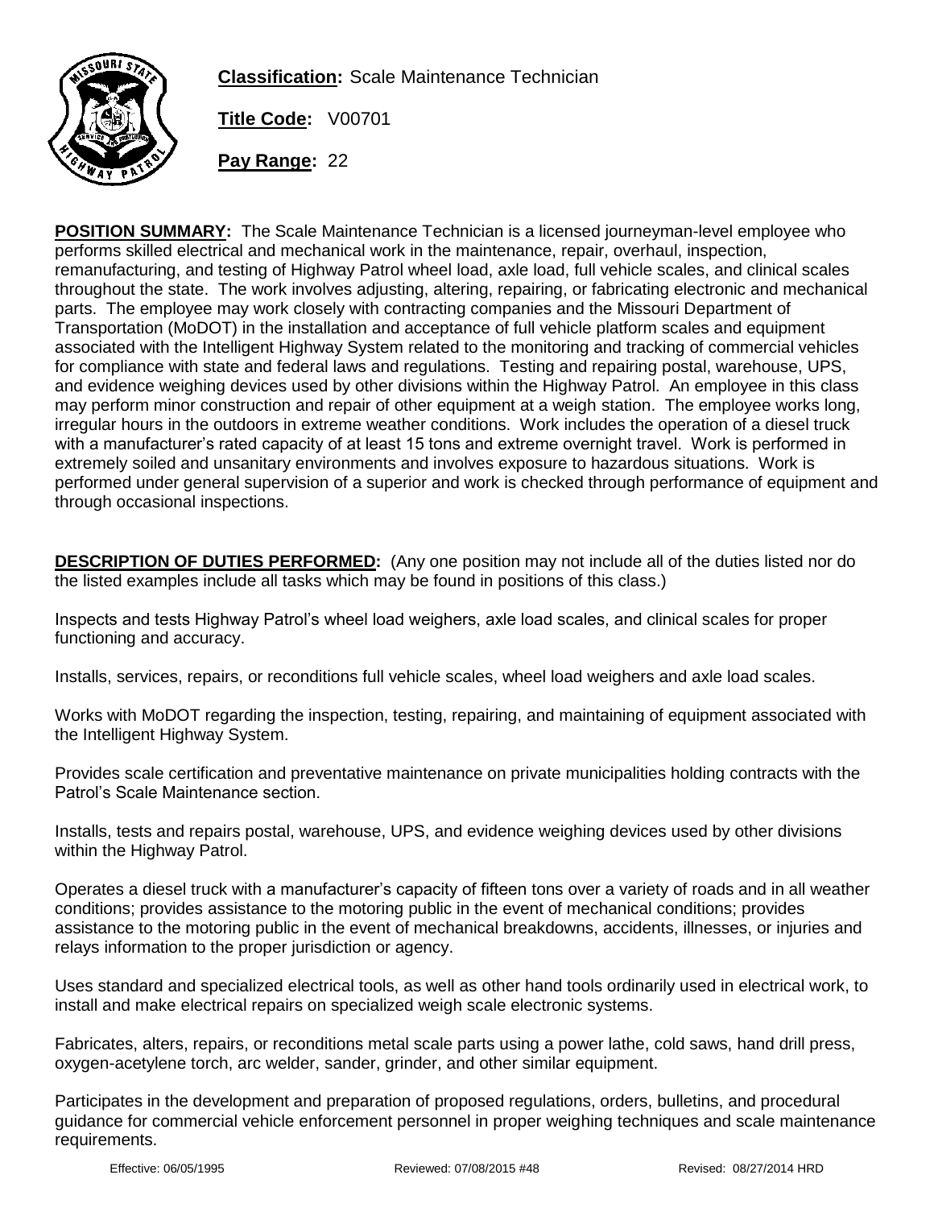**Classification:** Scale Maintenance Technician

**Title Code:** V00701

**Pay Range:** 22

**POSITION SUMMARY:** The Scale Maintenance Technician is a licensed journeyman-level employee who performs skilled electrical and mechanical work in the maintenance, repair, overhaul, inspection, remanufacturing, and testing of Highway Patrol wheel load, axle load, full vehicle scales, and clinical scales throughout the state. The work involves adjusting, altering, repairing, or fabricating electronic and mechanical parts. The employee may work closely with contracting companies and the Missouri Department of Transportation (MoDOT) in the installation and acceptance of full vehicle platform scales and equipment associated with the Intelligent Highway System related to the monitoring and tracking of commercial vehicles for compliance with state and federal laws and regulations. Testing and repairing postal, warehouse, UPS, and evidence weighing devices used by other divisions within the Highway Patrol. An employee in this class may perform minor construction and repair of other equipment at a weigh station. The employee works long, irregular hours in the outdoors in extreme weather conditions. Work includes the operation of a diesel truck with a manufacturer's rated capacity of at least 15 tons and extreme overnight travel. Work is performed in extremely soiled and unsanitary environments and involves exposure to hazardous situations. Work is performed under general supervision of a superior and work is checked through performance of equipment and through occasional inspections.

**DESCRIPTION OF DUTIES PERFORMED:** (Any one position may not include all of the duties listed nor do the listed examples include all tasks which may be found in positions of this class.)

Inspects and tests Highway Patrol's wheel load weighers, axle load scales, and clinical scales for proper functioning and accuracy.

Installs, services, repairs, or reconditions full vehicle scales, wheel load weighers and axle load scales.

Works with MoDOT regarding the inspection, testing, repairing, and maintaining of equipment associated with the Intelligent Highway System.

Provides scale certification and preventative maintenance on private municipalities holding contracts with the Patrol's Scale Maintenance section.

Installs, tests and repairs postal, warehouse, UPS, and evidence weighing devices used by other divisions within the Highway Patrol.

Operates a diesel truck with a manufacturer's capacity of fifteen tons over a variety of roads and in all weather conditions; provides assistance to the motoring public in the event of mechanical conditions; provides assistance to the motoring public in the event of mechanical breakdowns, accidents, illnesses, or injuries and relays information to the proper jurisdiction or agency.

Uses standard and specialized electrical tools, as well as other hand tools ordinarily used in electrical work, to install and make electrical repairs on specialized weigh scale electronic systems.

Fabricates, alters, repairs, or reconditions metal scale parts using a power lathe, cold saws, hand drill press, oxygen-acetylene torch, arc welder, sander, grinder, and other similar equipment.

Participates in the development and preparation of proposed regulations, orders, bulletins, and procedural guidance for commercial vehicle enforcement personnel in proper weighing techniques and scale maintenance requirements.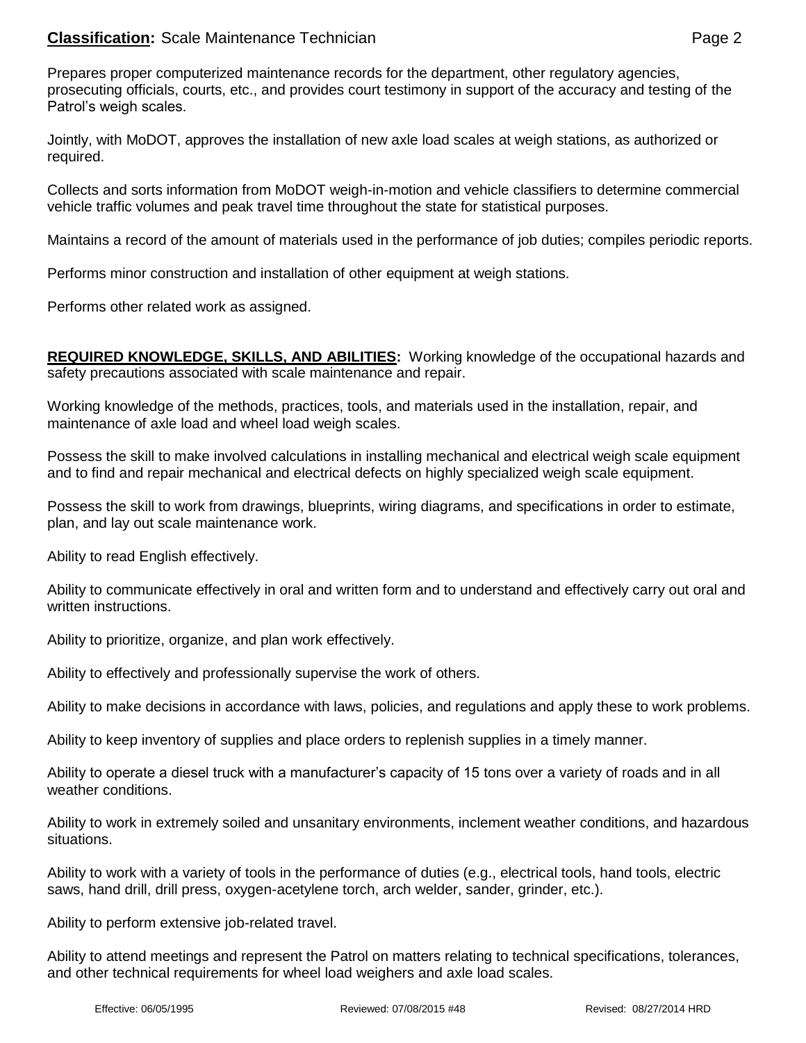Prepares proper computerized maintenance records for the department, other regulatory agencies, prosecuting officials, courts, etc., and provides court testimony in support of the accuracy and testing of the Patrol's weigh scales.

Jointly, with MoDOT, approves the installation of new axle load scales at weigh stations, as authorized or required.

Collects and sorts information from MoDOT weigh-in-motion and vehicle classifiers to determine commercial vehicle traffic volumes and peak travel time throughout the state for statistical purposes.

Maintains a record of the amount of materials used in the performance of job duties; compiles periodic reports.

Performs minor construction and installation of other equipment at weigh stations.

Performs other related work as assigned.

**REQUIRED KNOWLEDGE, SKILLS, AND ABILITIES:** Working knowledge of the occupational hazards and safety precautions associated with scale maintenance and repair.

Working knowledge of the methods, practices, tools, and materials used in the installation, repair, and maintenance of axle load and wheel load weigh scales.

Possess the skill to make involved calculations in installing mechanical and electrical weigh scale equipment and to find and repair mechanical and electrical defects on highly specialized weigh scale equipment.

Possess the skill to work from drawings, blueprints, wiring diagrams, and specifications in order to estimate, plan, and lay out scale maintenance work.

Ability to read English effectively.

Ability to communicate effectively in oral and written form and to understand and effectively carry out oral and written instructions.

Ability to prioritize, organize, and plan work effectively.

Ability to effectively and professionally supervise the work of others.

Ability to make decisions in accordance with laws, policies, and regulations and apply these to work problems.

Ability to keep inventory of supplies and place orders to replenish supplies in a timely manner.

Ability to operate a diesel truck with a manufacturer's capacity of 15 tons over a variety of roads and in all weather conditions.

Ability to work in extremely soiled and unsanitary environments, inclement weather conditions, and hazardous situations.

Ability to work with a variety of tools in the performance of duties (e.g., electrical tools, hand tools, electric saws, hand drill, drill press, oxygen-acetylene torch, arch welder, sander, grinder, etc.).

Ability to perform extensive job-related travel.

Ability to attend meetings and represent the Patrol on matters relating to technical specifications, tolerances, and other technical requirements for wheel load weighers and axle load scales.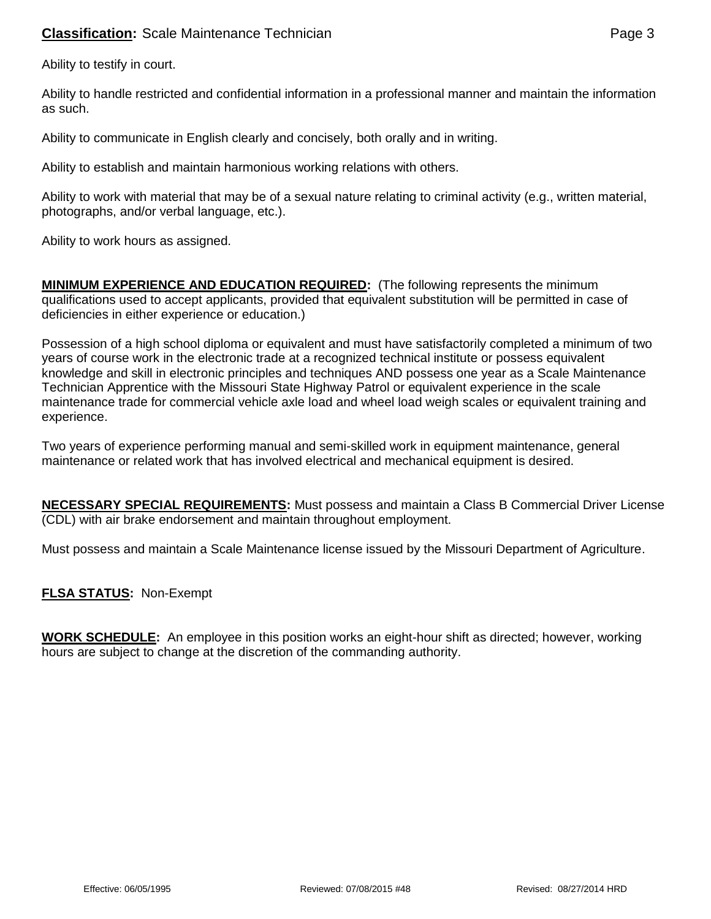Ability to testify in court.

Ability to handle restricted and confidential information in a professional manner and maintain the information as such.

Ability to communicate in English clearly and concisely, both orally and in writing.

Ability to establish and maintain harmonious working relations with others.

Ability to work with material that may be of a sexual nature relating to criminal activity (e.g., written material, photographs, and/or verbal language, etc.).

Ability to work hours as assigned.

**MINIMUM EXPERIENCE AND EDUCATION REQUIRED:** (The following represents the minimum qualifications used to accept applicants, provided that equivalent substitution will be permitted in case of deficiencies in either experience or education.)

Possession of a high school diploma or equivalent and must have satisfactorily completed a minimum of two years of course work in the electronic trade at a recognized technical institute or possess equivalent knowledge and skill in electronic principles and techniques AND possess one year as a Scale Maintenance Technician Apprentice with the Missouri State Highway Patrol or equivalent experience in the scale maintenance trade for commercial vehicle axle load and wheel load weigh scales or equivalent training and experience.

Two years of experience performing manual and semi-skilled work in equipment maintenance, general maintenance or related work that has involved electrical and mechanical equipment is desired.

**NECESSARY SPECIAL REQUIREMENTS:** Must possess and maintain a Class B Commercial Driver License (CDL) with air brake endorsement and maintain throughout employment.

Must possess and maintain a Scale Maintenance license issued by the Missouri Department of Agriculture.

**FLSA STATUS:** Non-Exempt

**WORK SCHEDULE:** An employee in this position works an eight-hour shift as directed; however, working hours are subject to change at the discretion of the commanding authority.